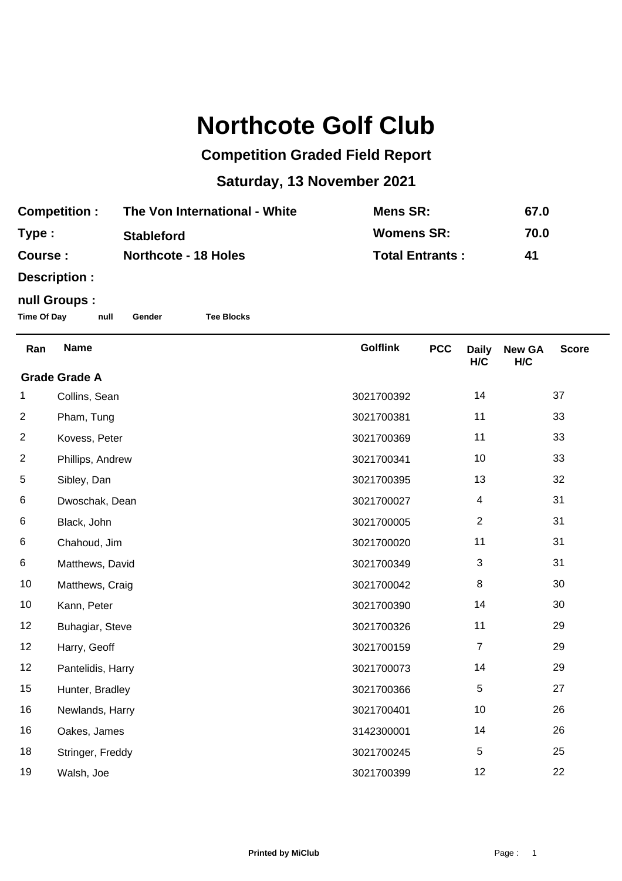# Northcote Golf Club

## Competition Graded Field Report

## Saturday, 13 November 2021

| | | | |
|---|---|---|---|
| **Competition :** | **The Von International - White** | **Mens SR:** | **67.0** |
| **Type :** | **Stableford** | **Womens SR:** | **70.0** |
| **Course :** | **Northcote - 18 Holes** | **Total Entrants :** | **41** |
| **Description :** | | | |

**null Groups :**

**Time Of Day** **null** **Gender** **Tee Blocks**

| Ran | Name | Golflink | PCC | Daily H/C | New GA H/C | Score |
|---|---|---|---|---|---|---|
| **Grade Grade A** | | | | | | |
| 1 | Collins, Sean | 3021700392 | | 14 | | 37 |
| 2 | Pham, Tung | 3021700381 | | 11 | | 33 |
| 2 | Kovess, Peter | 3021700369 | | 11 | | 33 |
| 2 | Phillips, Andrew | 3021700341 | | 10 | | 33 |
| 5 | Sibley, Dan | 3021700395 | | 13 | | 32 |
| 6 | Dwoschak, Dean | 3021700027 | | 4 | | 31 |
| 6 | Black, John | 3021700005 | | 2 | | 31 |
| 6 | Chahoud, Jim | 3021700020 | | 11 | | 31 |
| 6 | Matthews, David | 3021700349 | | 3 | | 31 |
| 10 | Matthews, Craig | 3021700042 | | 8 | | 30 |
| 10 | Kann, Peter | 3021700390 | | 14 | | 30 |
| 12 | Buhagiar, Steve | 3021700326 | | 11 | | 29 |
| 12 | Harry, Geoff | 3021700159 | | 7 | | 29 |
| 12 | Pantelidis, Harry | 3021700073 | | 14 | | 29 |
| 15 | Hunter, Bradley | 3021700366 | | 5 | | 27 |
| 16 | Newlands, Harry | 3021700401 | | 10 | | 26 |
| 16 | Oakes, James | 3142300001 | | 14 | | 26 |
| 18 | Stringer, Freddy | 3021700245 | | 5 | | 25 |
| 19 | Walsh, Joe | 3021700399 | | 12 | | 22 |

**Printed by MiClub**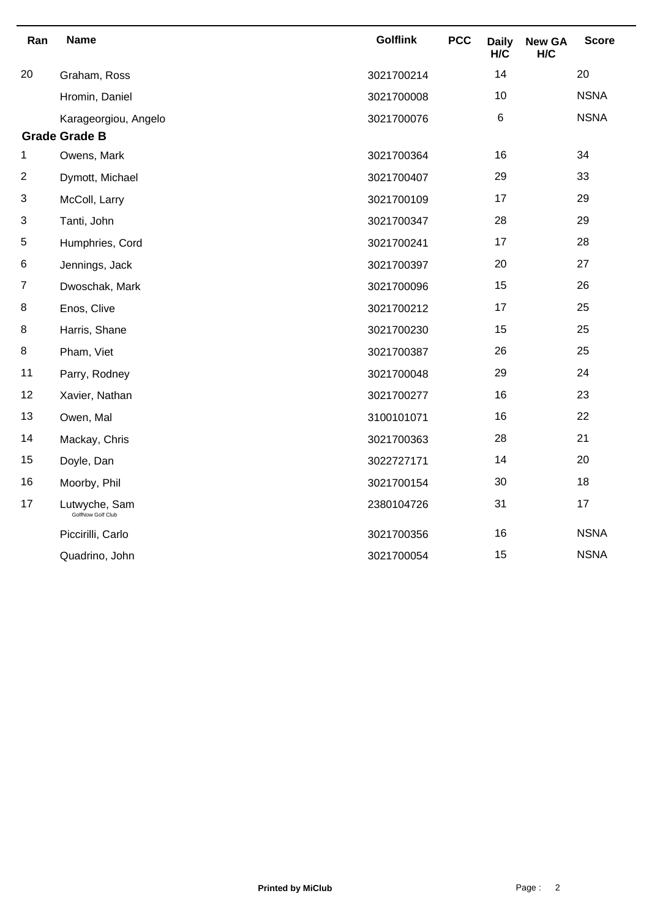| Ran | Name | Golflink | PCC | Daily H/C | New GA H/C | Score |
|---|---|---|---|---|---|---|
| 20 | Graham, Ross | 3021700214 | | 14 | | 20 |
| | Hromin, Daniel | 3021700008 | | 10 | | NSNA |
| | Karageorgiou, Angelo | 3021700076 | | 6 | | NSNA |
| **Grade Grade B** | | | | | | |
| 1 | Owens, Mark | 3021700364 | | 16 | | 34 |
| 2 | Dymott, Michael | 3021700407 | | 29 | | 33 |
| 3 | McColl, Larry | 3021700109 | | 17 | | 29 |
| 3 | Tanti, John | 3021700347 | | 28 | | 29 |
| 5 | Humphries, Cord | 3021700241 | | 17 | | 28 |
| 6 | Jennings, Jack | 3021700397 | | 20 | | 27 |
| 7 | Dwoschak, Mark | 3021700096 | | 15 | | 26 |
| 8 | Enos, Clive | 3021700212 | | 17 | | 25 |
| 8 | Harris, Shane | 3021700230 | | 15 | | 25 |
| 8 | Pham, Viet | 3021700387 | | 26 | | 25 |
| 11 | Parry, Rodney | 3021700048 | | 29 | | 24 |
| 12 | Xavier, Nathan | 3021700277 | | 16 | | 23 |
| 13 | Owen, Mal | 3100101071 | | 16 | | 22 |
| 14 | Mackay, Chris | 3021700363 | | 28 | | 21 |
| 15 | Doyle, Dan | 3022727171 | | 14 | | 20 |
| 16 | Moorby, Phil | 3021700154 | | 30 | | 18 |
| 17 | Lutwyche, Sam GolfNow Golf Club | 2380104726 | | 31 | | 17 |
| | Piccirilli, Carlo | 3021700356 | | 16 | | NSNA |
| | Quadrino, John | 3021700054 | | 15 | | NSNA |

**Printed by MiClub**